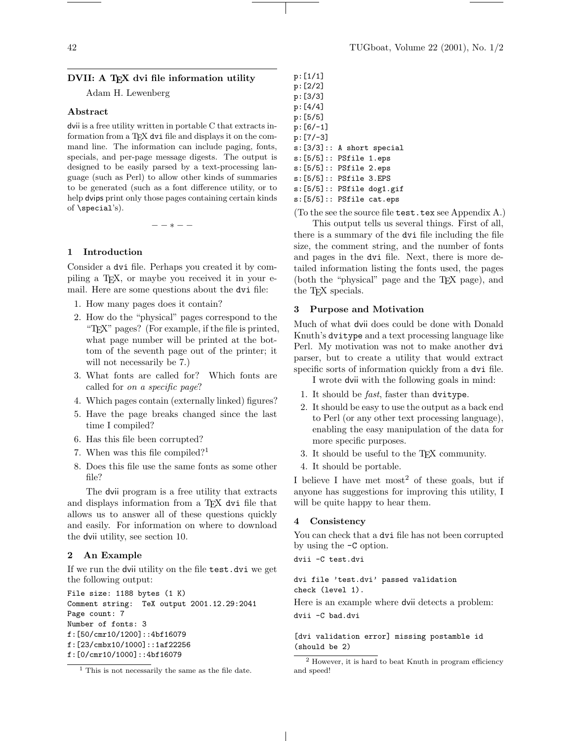## DVII: A TEX dvi file information utility

Adam H. Lewenberg

### Abstract

dvii is a free utility written in portable C that extracts information from a TEX dvi file and displays it on the command line. The information can include paging, fonts, specials, and per-page message digests. The output is designed to be easily parsed by a text-processing language (such as Perl) to allow other kinds of summaries to be generated (such as a font difference utility, or to help dvips print only those pages containing certain kinds of \special's).

— — ∗ — —

## 1 Introduction

Consider a dvi file. Perhaps you created it by compiling a TEX, or maybe you received it in your e-mail. Here are some questions about the dvi file:

1. How many pages does it contain?
2. How do the “physical” pages correspond to the “TEX” pages? (For example, if the file is printed, what page number will be printed at the bottom of the seventh page out of the printer; it will not necessarily be 7.)
3. What fonts are called for? Which fonts are called for *on a specific page*?
4. Which pages contain (externally linked) figures?
5. Have the page breaks changed since the last time I compiled?
6. Has this file been corrupted?
7. When was this file compiled?[1]
8. Does this file use the same fonts as some other file?

The dvii program is a free utility that extracts and displays information from a TEX dvi file that allows us to answer all of these questions quickly and easily. For information on where to download the dvii utility, see section 10.

## 2 An Example

If we run the dvii utility on the file test.dvi we get the following output:

```
File size: 1188 bytes (1 K)
Comment string:  TeX output 2001.12.29:2041
Page count: 7
Number of fonts: 3
f:[50/cmr10/1200]::4bf16079
f:[23/cmbx10/1000]::1af22256
f:[0/cmr10/1000]::4bf16079
p:[1/1]
p:[2/2]
p:[3/3]
p:[4/4]
p:[5/5]
p:[6/-1]
p:[7/-3]
s:[3/3]:: A short special
s:[5/5]:: PSfile 1.eps
s:[5/5]:: PSfile 2.eps
s:[5/5]:: PSfile 3.EPS
s:[5/5]:: PSfile dog1.gif
s:[5/5]:: PSfile cat.eps
```

(To the see the source file test.tex see Appendix A.)

This output tells us several things. First of all, there is a summary of the dvi file including the file size, the comment string, and the number of fonts and pages in the dvi file. Next, there is more detailed information listing the fonts used, the pages (both the “physical” page and the TEX page), and the TEX specials.

## 3 Purpose and Motivation

Much of what dvii does could be done with Donald Knuth’s dvitype and a text processing language like Perl. My motivation was not to make another dvi parser, but to create a utility that would extract specific sorts of information quickly from a dvi file.

I wrote dvii with the following goals in mind:

1. It should be *fast*, faster than dvitype.
2. It should be easy to use the output as a back end to Perl (or any other text processing language), enabling the easy manipulation of the data for more specific purposes.
3. It should be useful to the TEX community.
4. It should be portable.

I believe I have met most[2] of these goals, but if anyone has suggestions for improving this utility, I will be quite happy to hear them.

## 4 Consistency

You can check that a dvi file has not been corrupted by using the -C option.

```
dvii -C test.dvi

dvi file 'test.dvi' passed validation
check (level 1).
```

Here is an example where dvii detects a problem:

```
dvii -C bad.dvi

[dvi validation error] missing postamble id
(should be 2)
```

---

[1] This is not necessarily the same as the file date.

[2] However, it is hard to beat Knuth in program efficiency and speed!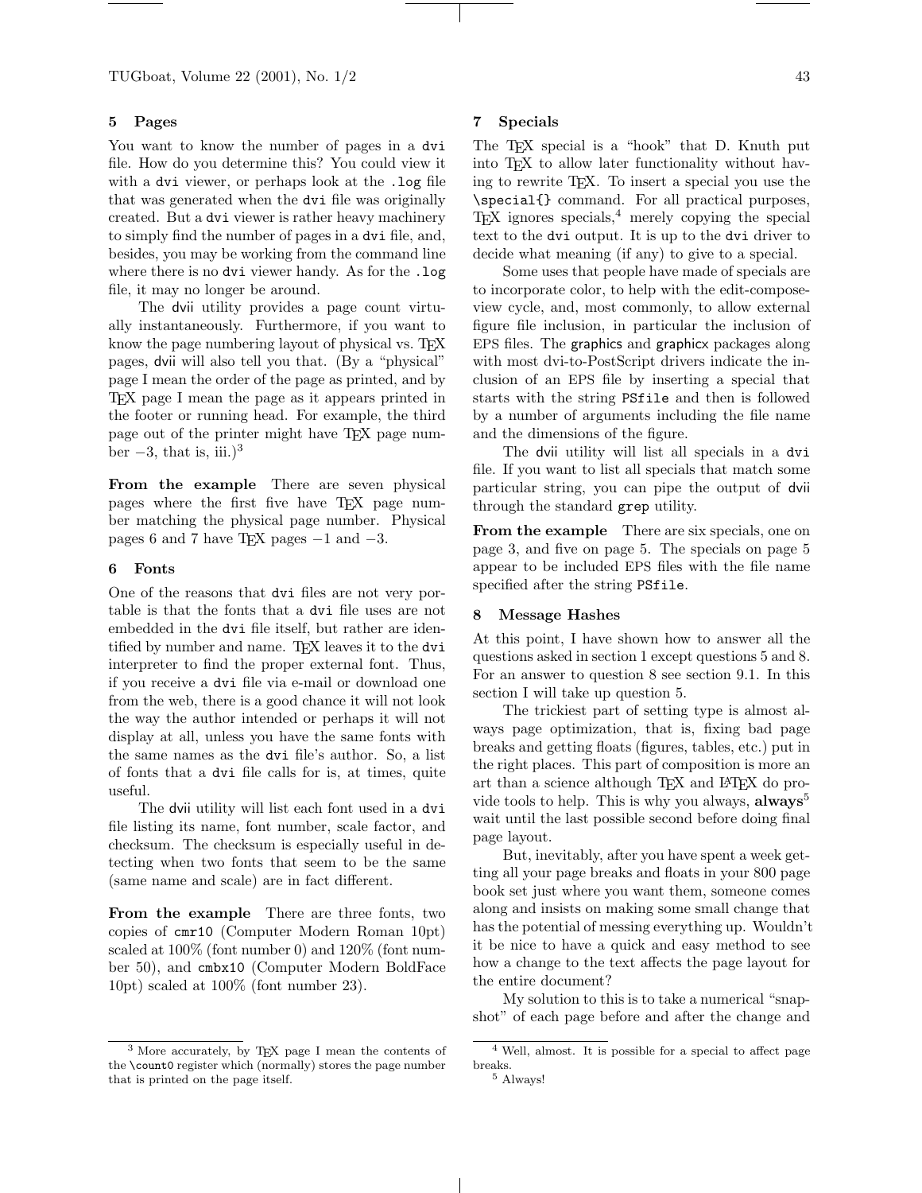## 5 Pages

You want to know the number of pages in a `dvi` file. How do you determine this? You could view it with a `dvi` viewer, or perhaps look at the `.log` file that was generated when the `dvi` file was originally created. But a `dvi` viewer is rather heavy machinery to simply find the number of pages in a `dvi` file, and, besides, you may be working from the command line where there is no `dvi` viewer handy. As for the `.log` file, it may no longer be around.

The dvii utility provides a page count virtually instantaneously. Furthermore, if you want to know the page numbering layout of physical vs. TeX pages, dvii will also tell you that. (By a "physical" page I mean the order of the page as printed, and by TeX page I mean the page as it appears printed in the footer or running head. For example, the third page out of the printer might have TeX page number −3, that is, iii.)[3]

**From the example** There are seven physical pages where the first five have TeX page number matching the physical page number. Physical pages 6 and 7 have TeX pages −1 and −3.

## 6 Fonts

One of the reasons that `dvi` files are not very portable is that the fonts that a `dvi` file uses are not embedded in the `dvi` file itself, but rather are identified by number and name. TeX leaves it to the `dvi` interpreter to find the proper external font. Thus, if you receive a `dvi` file via e-mail or download one from the web, there is a good chance it will not look the way the author intended or perhaps it will not display at all, unless you have the same fonts with the same names as the `dvi` file's author. So, a list of fonts that a `dvi` file calls for is, at times, quite useful.

The dvii utility will list each font used in a `dvi` file listing its name, font number, scale factor, and checksum. The checksum is especially useful in detecting when two fonts that seem to be the same (same name and scale) are in fact different.

**From the example** There are three fonts, two copies of `cmr10` (Computer Modern Roman 10pt) scaled at 100% (font number 0) and 120% (font number 50), and `cmbx10` (Computer Modern BoldFace 10pt) scaled at 100% (font number 23).

## 7 Specials

The TeX special is a "hook" that D. Knuth put into TeX to allow later functionality without having to rewrite TeX. To insert a special you use the `\special{}` command. For all practical purposes, TeX ignores specials,[4] merely copying the special text to the `dvi` output. It is up to the `dvi` driver to decide what meaning (if any) to give to a special.

Some uses that people have made of specials are to incorporate color, to help with the edit-compose-view cycle, and, most commonly, to allow external figure file inclusion, in particular the inclusion of EPS files. The graphics and graphicx packages along with most dvi-to-PostScript drivers indicate the inclusion of an EPS file by inserting a special that starts with the string `PSfile` and then is followed by a number of arguments including the file name and the dimensions of the figure.

The dvii utility will list all specials in a `dvi` file. If you want to list all specials that match some particular string, you can pipe the output of dvii through the standard `grep` utility.

**From the example** There are six specials, one on page 3, and five on page 5. The specials on page 5 appear to be included EPS files with the file name specified after the string `PSfile`.

## 8 Message Hashes

At this point, I have shown how to answer all the questions asked in section 1 except questions 5 and 8. For an answer to question 8 see section 9.1. In this section I will take up question 5.

The trickiest part of setting type is almost always page optimization, that is, fixing bad page breaks and getting floats (figures, tables, etc.) put in the right places. This part of composition is more an art than a science although TeX and LaTeX do provide tools to help. This is why you always, **always**[5] wait until the last possible second before doing final page layout.

But, inevitably, after you have spent a week getting all your page breaks and floats in your 800 page book set just where you want them, someone comes along and insists on making some small change that has the potential of messing everything up. Wouldn't it be nice to have a quick and easy method to see how a change to the text affects the page layout for the entire document?

My solution to this is to take a numerical "snapshot" of each page before and after the change and

---

[3] More accurately, by TeX page I mean the contents of the `\count0` register which (normally) stores the page number that is printed on the page itself.

[4] Well, almost. It is possible for a special to affect page breaks.

[5] Always!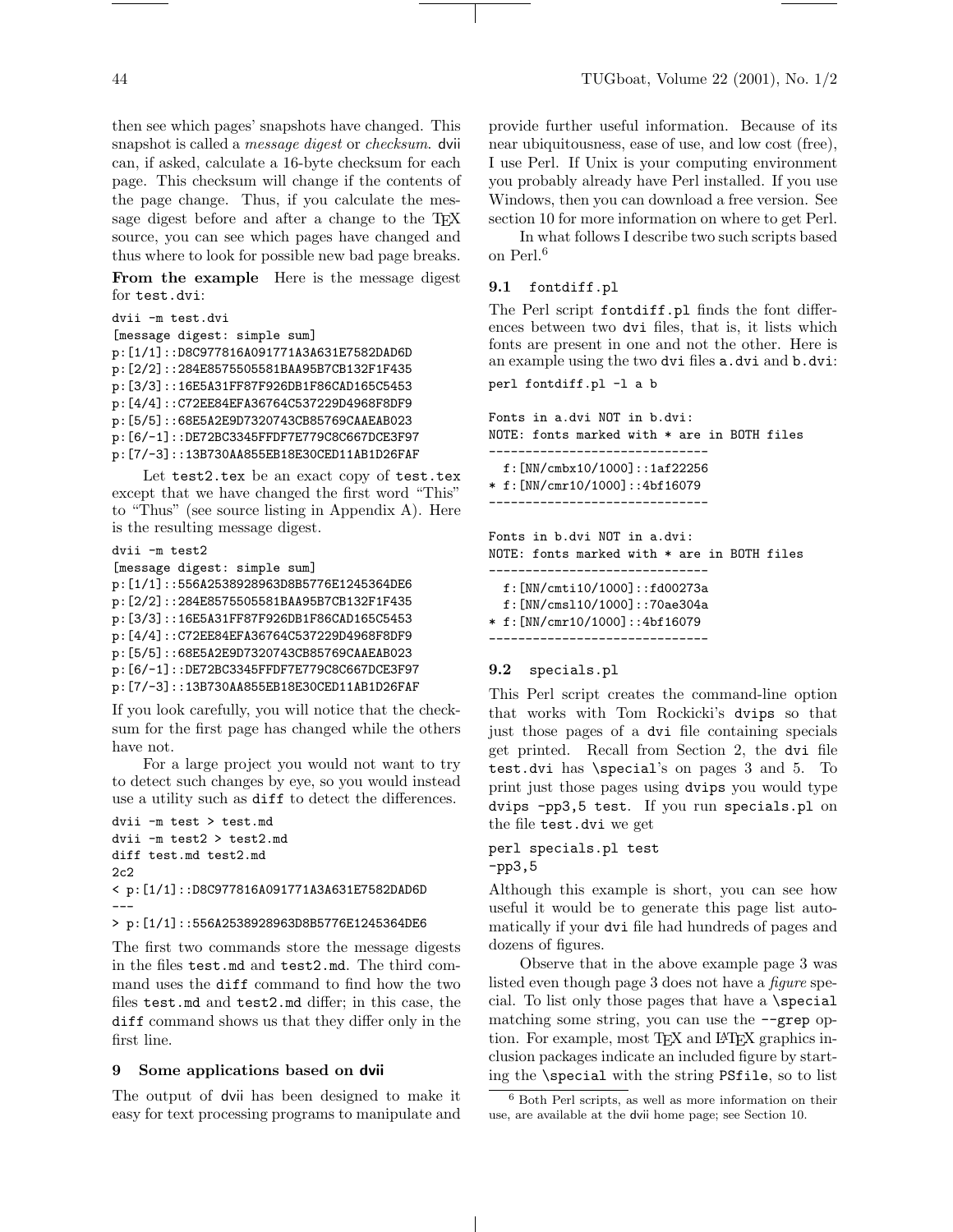then see which pages' snapshots have changed. This snapshot is called a *message digest* or *checksum*. dvii can, if asked, calculate a 16-byte checksum for each page. This checksum will change if the contents of the page change. Thus, if you calculate the message digest before and after a change to the TEX source, you can see which pages have changed and thus where to look for possible new bad page breaks.

**From the example** Here is the message digest for `test.dvi`:

```
dvii -m test.dvi
[message digest: simple sum]
p:[1/1]::D8C977816A091771A3A631E7582DAD6D
p:[2/2]::284E8575505581BAA95B7CB132F1F435
p:[3/3]::16E5A31FF87F926DB1F86CAD165C5453
p:[4/4]::C72EE84EFA36764C537229D4968F8DF9
p:[5/5]::68E5A2E9D7320743CB85769CAAEAB023
p:[6/-1]::DE72BC3345FFDF7E779C8C667DCE3F97
p:[7/-3]::13B730AA855EB18E30CED11AB1D26FAF
```

Let `test2.tex` be an exact copy of `test.tex` except that we have changed the first word "This" to "Thus" (see source listing in Appendix A). Here is the resulting message digest.

```
dvii -m test2
[message digest: simple sum]
p:[1/1]::556A2538928963D8B5776E1245364DE6
p:[2/2]::284E8575505581BAA95B7CB132F1F435
p:[3/3]::16E5A31FF87F926DB1F86CAD165C5453
p:[4/4]::C72EE84EFA36764C537229D4968F8DF9
p:[5/5]::68E5A2E9D7320743CB85769CAAEAB023
p:[6/-1]::DE72BC3345FFDF7E779C8C667DCE3F97
p:[7/-3]::13B730AA855EB18E30CED11AB1D26FAF
```

If you look carefully, you will notice that the checksum for the first page has changed while the others have not.

For a large project you would not want to try to detect such changes by eye, so you would instead use a utility such as `diff` to detect the differences.

```
dvii -m test > test.md
dvii -m test2 > test2.md
diff test.md test2.md
2c2
< p:[1/1]::D8C977816A091771A3A631E7582DAD6D
---
> p:[1/1]::556A2538928963D8B5776E1245364DE6
```

The first two commands store the message digests in the files `test.md` and `test2.md`. The third command uses the `diff` command to find how the two files `test.md` and `test2.md` differ; in this case, the `diff` command shows us that they differ only in the first line.

## 9 Some applications based on dvii

The output of dvii has been designed to make it easy for text processing programs to manipulate and provide further useful information. Because of its near ubiquitousness, ease of use, and low cost (free), I use Perl. If Unix is your computing environment you probably already have Perl installed. If you use Windows, then you can download a free version. See section 10 for more information on where to get Perl.

In what follows I describe two such scripts based on Perl.[6]

### 9.1 fontdiff.pl

The Perl script `fontdiff.pl` finds the font differences between two `dvi` files, that is, it lists which fonts are present in one and not the other. Here is an example using the two `dvi` files `a.dvi` and `b.dvi`:

```
perl fontdiff.pl -l a b

Fonts in a.dvi NOT in b.dvi:
NOTE: fonts marked with * are in BOTH files
------------------------------
  f:[NN/cmbx10/1000]::1af22256
* f:[NN/cmr10/1000]::4bf16079
------------------------------

Fonts in b.dvi NOT in a.dvi:
NOTE: fonts marked with * are in BOTH files
------------------------------
  f:[NN/cmti10/1000]::fd00273a
  f:[NN/cmsl10/1000]::70ae304a
* f:[NN/cmr10/1000]::4bf16079
------------------------------
```

### 9.2 specials.pl

This Perl script creates the command-line option that works with Tom Rockicki's `dvips` so that just those pages of a `dvi` file containing specials get printed. Recall from Section 2, the `dvi` file `test.dvi` has `\special`'s on pages 3 and 5. To print just those pages using `dvips` you would type `dvips -pp3,5 test`. If you run `specials.pl` on the file `test.dvi` we get

```
perl specials.pl test
-pp3,5
```

Although this example is short, you can see how useful it would be to generate this page list automatically if your `dvi` file had hundreds of pages and dozens of figures.

Observe that in the above example page 3 was listed even though page 3 does not have a *figure* special. To list only those pages that have a `\special` matching some string, you can use the `--grep` option. For example, most TEX and LATEX graphics inclusion packages indicate an included figure by starting the `\special` with the string `PSfile`, so to list

[6] Both Perl scripts, as well as more information on their use, are available at the dvii home page; see Section 10.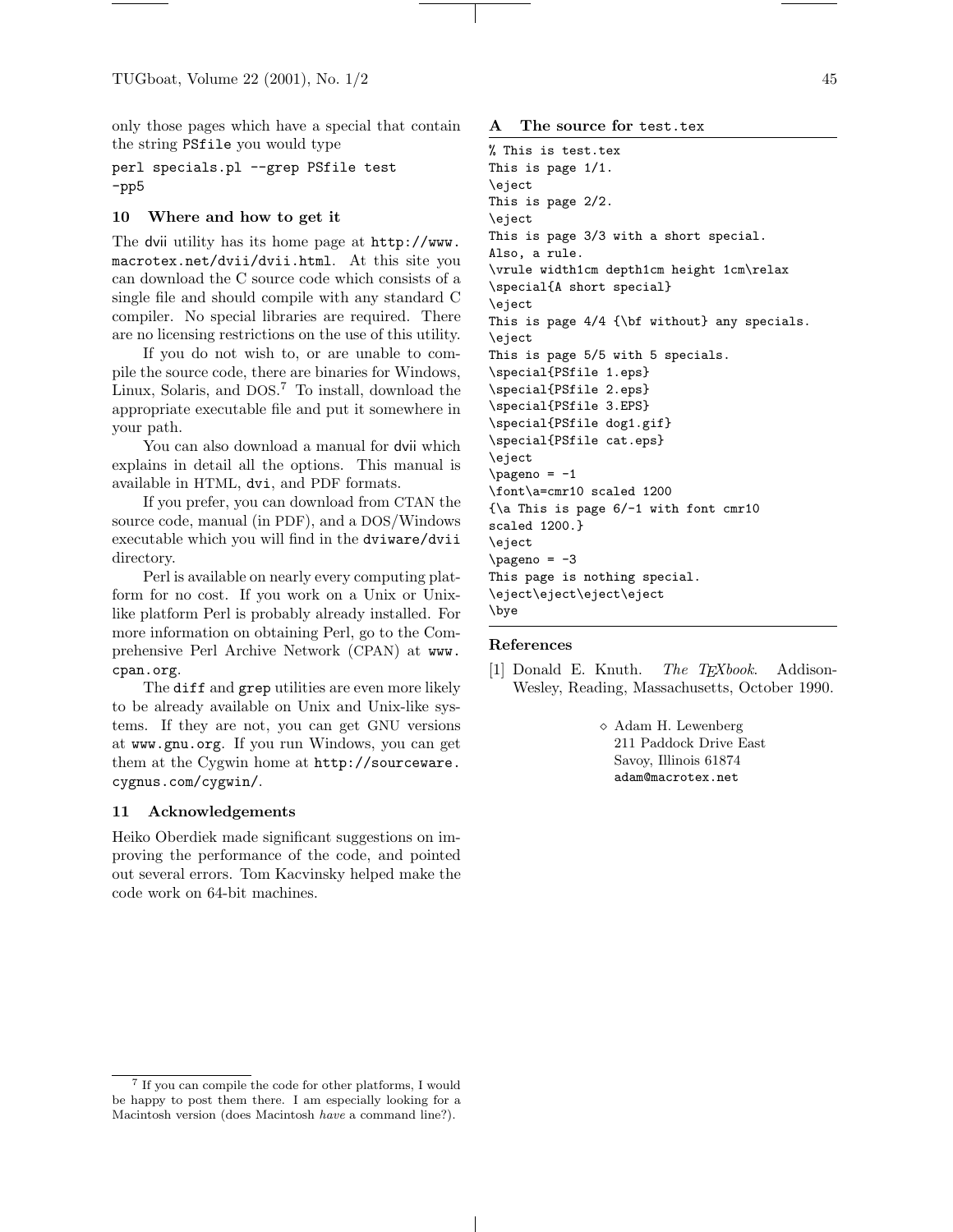only those pages which have a special that contain the string PSfile you would type

```
perl specials.pl --grep PSfile test
-pp5
```

## 10 Where and how to get it

The dvii utility has its home page at http://www.macrotex.net/dvii/dvii.html. At this site you can download the C source code which consists of a single file and should compile with any standard C compiler. No special libraries are required. There are no licensing restrictions on the use of this utility.

If you do not wish to, or are unable to compile the source code, there are binaries for Windows, Linux, Solaris, and DOS.[7] To install, download the appropriate executable file and put it somewhere in your path.

You can also download a manual for dvii which explains in detail all the options. This manual is available in HTML, dvi, and PDF formats.

If you prefer, you can download from CTAN the source code, manual (in PDF), and a DOS/Windows executable which you will find in the dviware/dvii directory.

Perl is available on nearly every computing platform for no cost. If you work on a Unix or Unix-like platform Perl is probably already installed. For more information on obtaining Perl, go to the Comprehensive Perl Archive Network (CPAN) at www.cpan.org.

The diff and grep utilities are even more likely to be already available on Unix and Unix-like systems. If they are not, you can get GNU versions at www.gnu.org. If you run Windows, you can get them at the Cygwin home at http://sourceware.cygnus.com/cygwin/.

## 11 Acknowledgements

Heiko Oberdiek made significant suggestions on improving the performance of the code, and pointed out several errors. Tom Kacvinsky helped make the code work on 64-bit machines.

[7] If you can compile the code for other platforms, I would be happy to post them there. I am especially looking for a Macintosh version (does Macintosh *have* a command line?).

## A The source for test.tex

```
% This is test.tex
This is page 1/1.
\eject
This is page 2/2.
\eject
This is page 3/3 with a short special.
Also, a rule.
\vrule width1cm depth1cm height 1cm\relax
\special{A short special}
\eject
This is page 4/4 {\bf without} any specials.
\eject
This is page 5/5 with 5 specials.
\special{PSfile 1.eps}
\special{PSfile 2.eps}
\special{PSfile 3.EPS}
\special{PSfile dog1.gif}
\special{PSfile cat.eps}
\eject
\pageno = -1
\font\a=cmr10 scaled 1200
{\a This is page 6/-1 with font cmr10
scaled 1200.}
\eject
\pageno = -3
This page is nothing special.
\eject\eject\eject\eject
\bye
```

## References

[1] Donald E. Knuth. *The TEXbook*. Addison-Wesley, Reading, Massachusetts, October 1990.

⋄ Adam H. Lewenberg
211 Paddock Drive East
Savoy, Illinois 61874
adam@macrotex.net